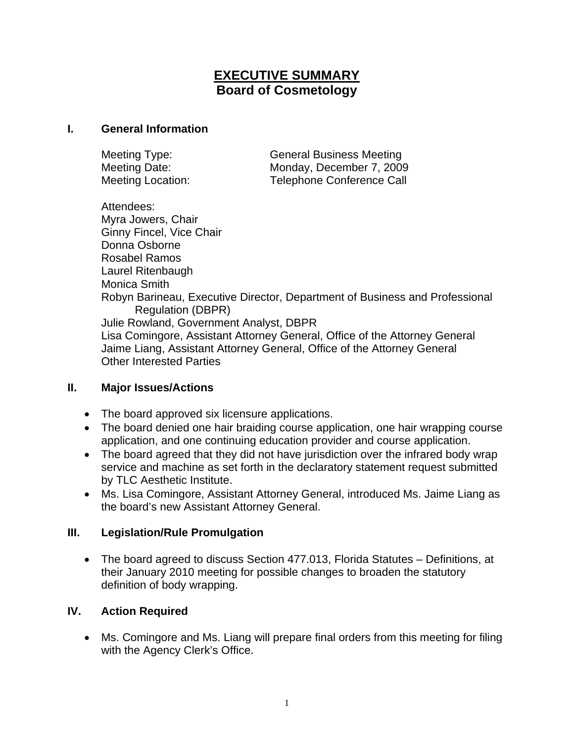# **EXECUTIVE SUMMARY**
## **Board of Cosmetology**

### **I. General Information**

Meeting Type: General Business Meeting
Meeting Date: Monday, December 7, 2009
Meeting Location: Telephone Conference Call

Attendees:
Myra Jowers, Chair
Ginny Fincel, Vice Chair
Donna Osborne
Rosabel Ramos
Laurel Ritenbaugh
Monica Smith
Robyn Barineau, Executive Director, Department of Business and Professional Regulation (DBPR)
Julie Rowland, Government Analyst, DBPR
Lisa Comingore, Assistant Attorney General, Office of the Attorney General
Jaime Liang, Assistant Attorney General, Office of the Attorney General
Other Interested Parties

### **II. Major Issues/Actions**

- The board approved six licensure applications.
- The board denied one hair braiding course application, one hair wrapping course application, and one continuing education provider and course application.
- The board agreed that they did not have jurisdiction over the infrared body wrap service and machine as set forth in the declaratory statement request submitted by TLC Aesthetic Institute.
- Ms. Lisa Comingore, Assistant Attorney General, introduced Ms. Jaime Liang as the board's new Assistant Attorney General.

### **III. Legislation/Rule Promulgation**

- The board agreed to discuss Section 477.013, Florida Statutes – Definitions, at their January 2010 meeting for possible changes to broaden the statutory definition of body wrapping.

### **IV. Action Required**

- Ms. Comingore and Ms. Liang will prepare final orders from this meeting for filing with the Agency Clerk's Office.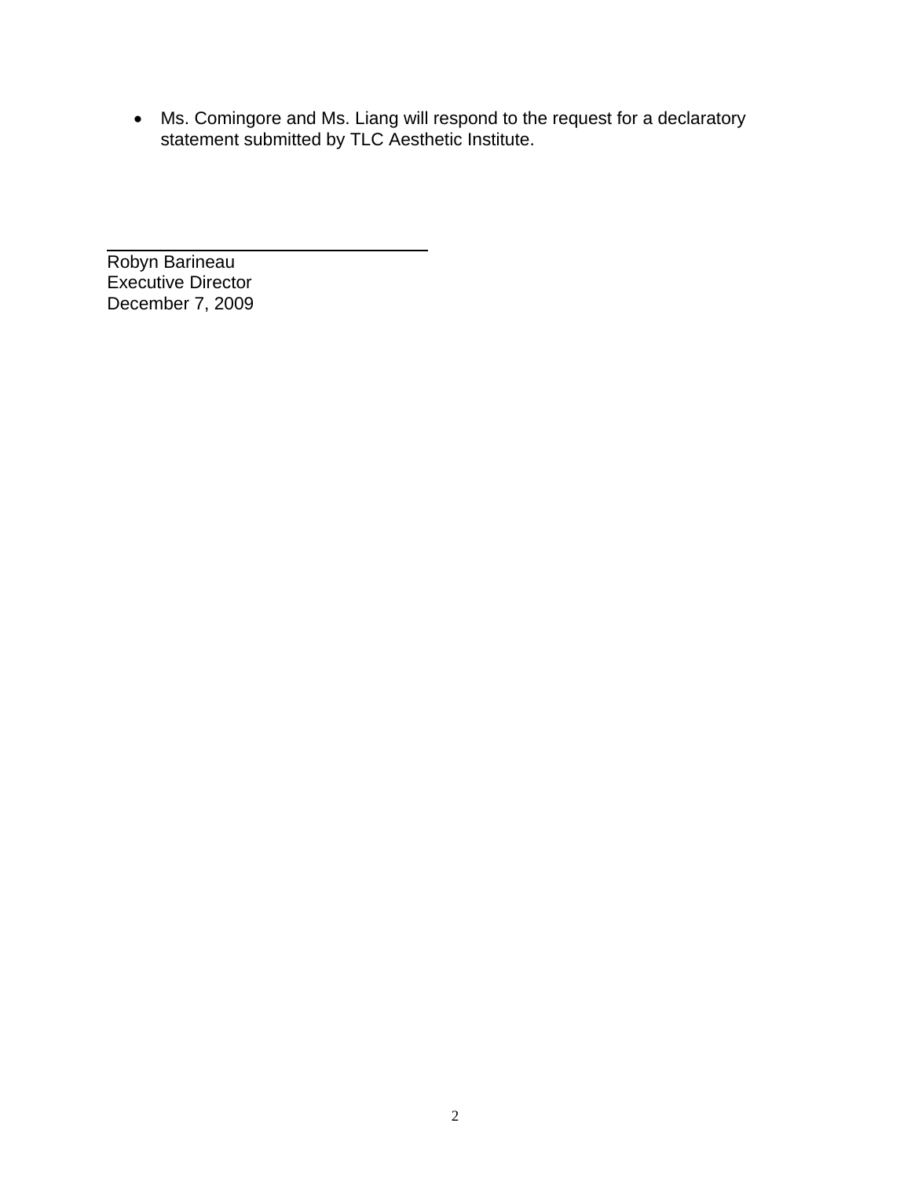- Ms. Comingore and Ms. Liang will respond to the request for a declaratory statement submitted by TLC Aesthetic Institute.

______________________________

Robyn Barineau
Executive Director
December 7, 2009